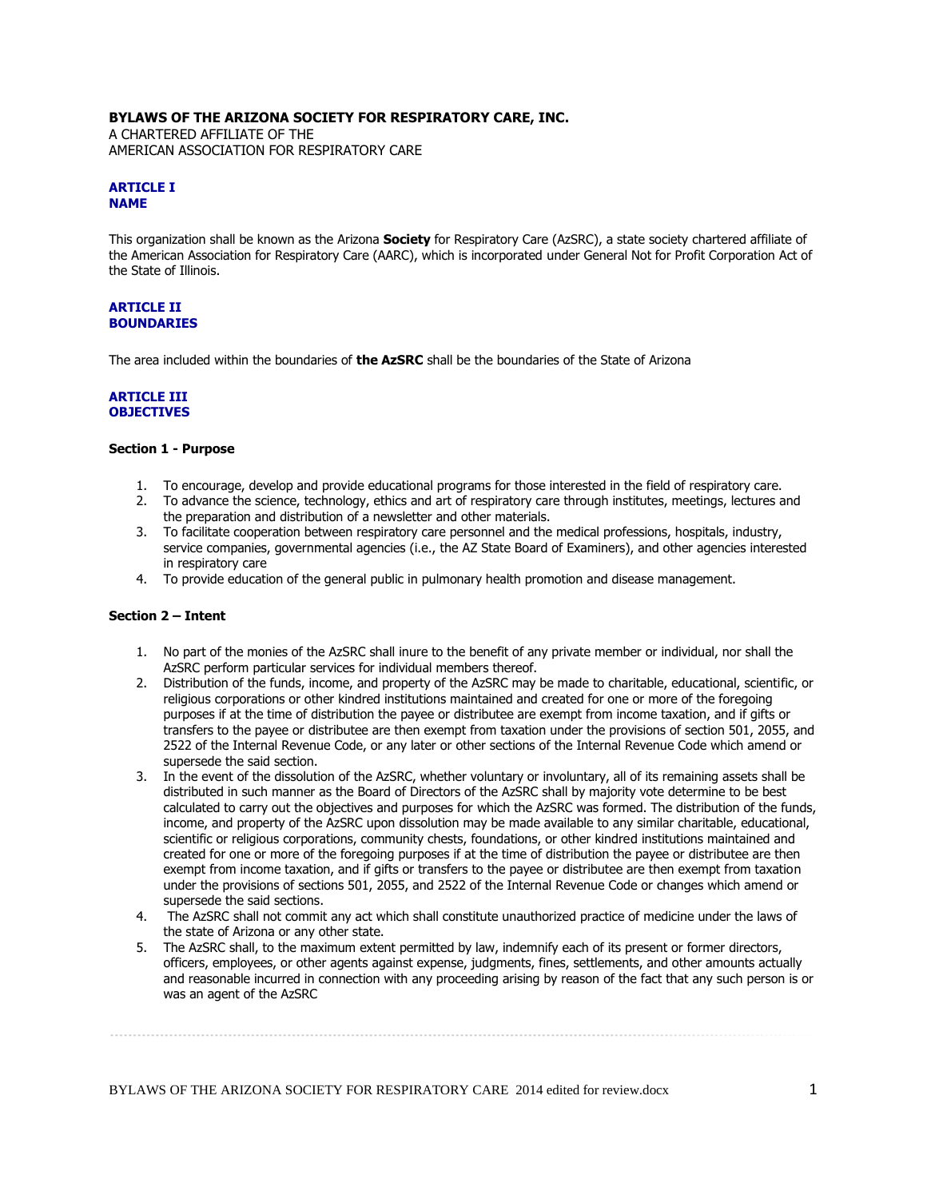**BYLAWS OF THE ARIZONA SOCIETY FOR RESPIRATORY CARE, INC.**
A CHARTERED AFFILIATE OF THE
AMERICAN ASSOCIATION FOR RESPIRATORY CARE

## ARTICLE I
## NAME

This organization shall be known as the Arizona **Society** for Respiratory Care (AzSRC), a state society chartered affiliate of the American Association for Respiratory Care (AARC), which is incorporated under General Not for Profit Corporation Act of the State of Illinois.

## ARTICLE II
## BOUNDARIES

The area included within the boundaries of **the AzSRC** shall be the boundaries of the State of Arizona

## ARTICLE III
## OBJECTIVES

### Section 1 - Purpose

1. To encourage, develop and provide educational programs for those interested in the field of respiratory care.
2. To advance the science, technology, ethics and art of respiratory care through institutes, meetings, lectures and the preparation and distribution of a newsletter and other materials.
3. To facilitate cooperation between respiratory care personnel and the medical professions, hospitals, industry, service companies, governmental agencies (i.e., the AZ State Board of Examiners), and other agencies interested in respiratory care
4. To provide education of the general public in pulmonary health promotion and disease management.

### Section 2 – Intent

1. No part of the monies of the AzSRC shall inure to the benefit of any private member or individual, nor shall the AzSRC perform particular services for individual members thereof.
2. Distribution of the funds, income, and property of the AzSRC may be made to charitable, educational, scientific, or religious corporations or other kindred institutions maintained and created for one or more of the foregoing purposes if at the time of distribution the payee or distributee are exempt from income taxation, and if gifts or transfers to the payee or distributee are then exempt from taxation under the provisions of section 501, 2055, and 2522 of the Internal Revenue Code, or any later or other sections of the Internal Revenue Code which amend or supersede the said section.
3. In the event of the dissolution of the AzSRC, whether voluntary or involuntary, all of its remaining assets shall be distributed in such manner as the Board of Directors of the AzSRC shall by majority vote determine to be best calculated to carry out the objectives and purposes for which the AzSRC was formed. The distribution of the funds, income, and property of the AzSRC upon dissolution may be made available to any similar charitable, educational, scientific or religious corporations, community chests, foundations, or other kindred institutions maintained and created for one or more of the foregoing purposes if at the time of distribution the payee or distributee are then exempt from income taxation, and if gifts or transfers to the payee or distributee are then exempt from taxation under the provisions of sections 501, 2055, and 2522 of the Internal Revenue Code or changes which amend or supersede the said sections.
4. The AzSRC shall not commit any act which shall constitute unauthorized practice of medicine under the laws of the state of Arizona or any other state.
5. The AzSRC shall, to the maximum extent permitted by law, indemnify each of its present or former directors, officers, employees, or other agents against expense, judgments, fines, settlements, and other amounts actually and reasonable incurred in connection with any proceeding arising by reason of the fact that any such person is or was an agent of the AzSRC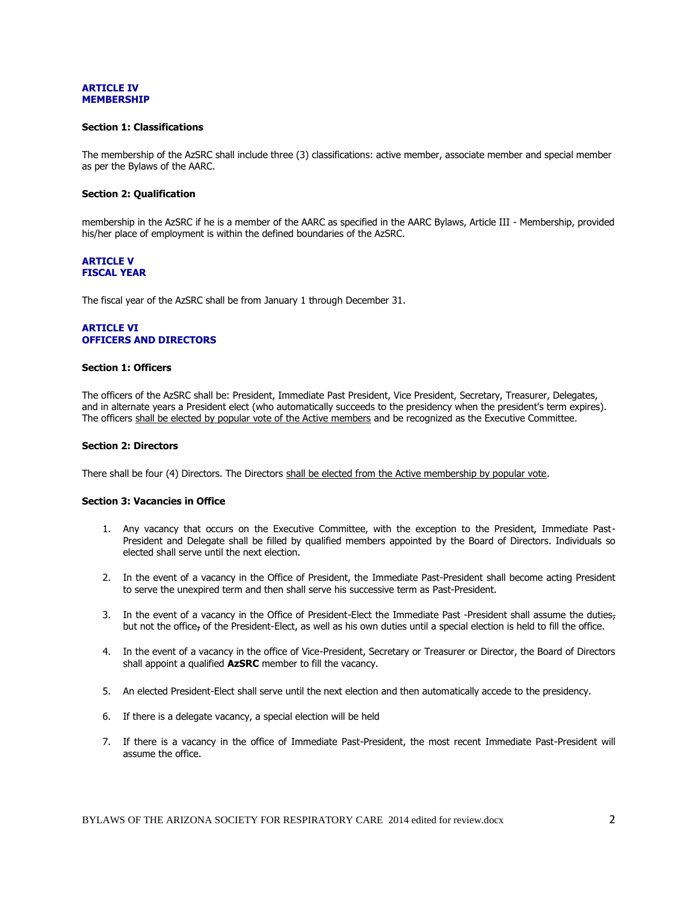**ARTICLE IV**
**MEMBERSHIP**

**Section 1: Classifications**

The membership of the AzSRC shall include three (3) classifications: active member, associate member and special member as per the Bylaws of the AARC.

**Section 2: Qualification**

membership in the AzSRC if he is a member of the AARC as specified in the AARC Bylaws, Article III - Membership, provided his/her place of employment is within the defined boundaries of the AzSRC.

**ARTICLE V**
**FISCAL YEAR**

The fiscal year of the AzSRC shall be from January 1 through December 31.

**ARTICLE VI**
**OFFICERS AND DIRECTORS**

**Section 1: Officers**

The officers of the AzSRC shall be: President, Immediate Past President, Vice President, Secretary, Treasurer, Delegates, and in alternate years a President elect (who automatically succeeds to the presidency when the president's term expires). The officers <u>shall be elected by popular vote of the Active members</u> and be recognized as the Executive Committee.

**Section 2: Directors**

There shall be four (4) Directors. The Directors <u>shall be elected from the Active membership by popular vote</u>.

**Section 3: Vacancies in Office**

1. Any vacancy that occurs on the Executive Committee, with the exception to the President, Immediate Past-President and Delegate shall be filled by qualified members appointed by the Board of Directors. Individuals so elected shall serve until the next election.
2. In the event of a vacancy in the Office of President, the Immediate Past-President shall become acting President to serve the unexpired term and then shall serve his successive term as Past-President.
3. In the event of a vacancy in the Office of President-Elect the Immediate Past -President shall assume the duties, but not the office, of the President-Elect, as well as his own duties until a special election is held to fill the office.
4. In the event of a vacancy in the office of Vice-President, Secretary or Treasurer or Director, the Board of Directors shall appoint a qualified **AzSRC** member to fill the vacancy.
5. An elected President-Elect shall serve until the next election and then automatically accede to the presidency.
6. If there is a delegate vacancy, a special election will be held
7. If there is a vacancy in the office of Immediate Past-President, the most recent Immediate Past-President will assume the office.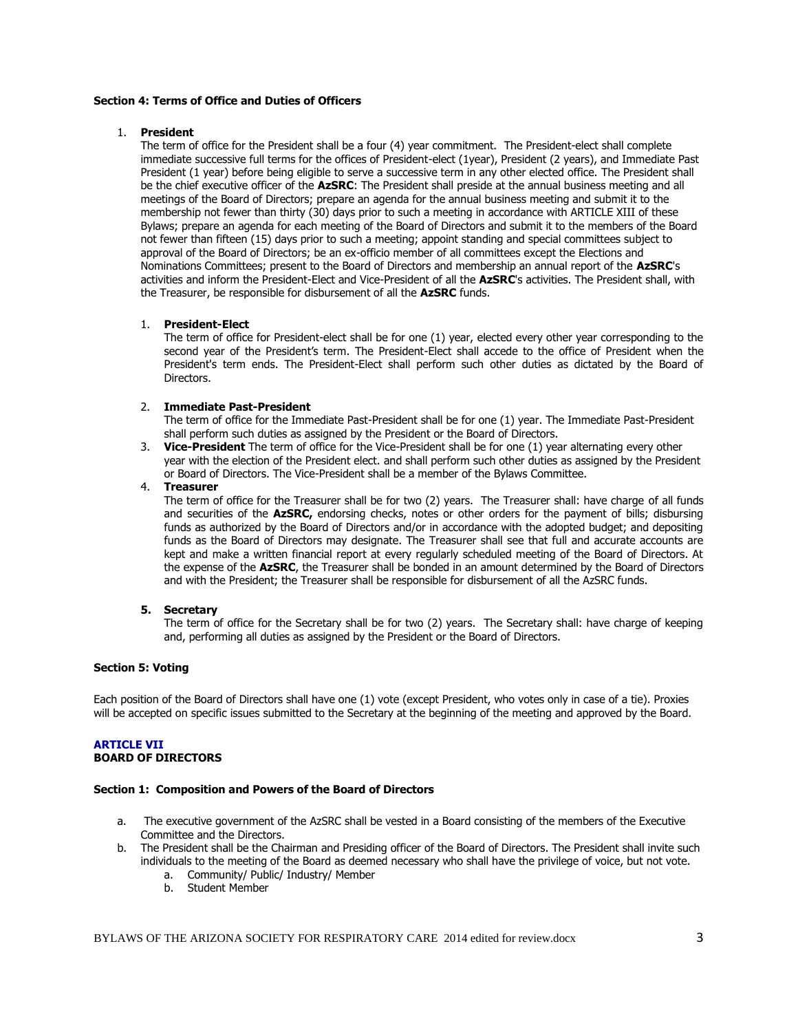**Section 4: Terms of Office and Duties of Officers**

1. **President**
   The term of office for the President shall be a four (4) year commitment. The President-elect shall complete immediate successive full terms for the offices of President-elect (1year), President (2 years), and Immediate Past President (1 year) before being eligible to serve a successive term in any other elected office. The President shall be the chief executive officer of the **AzSRC**: The President shall preside at the annual business meeting and all meetings of the Board of Directors; prepare an agenda for the annual business meeting and submit it to the membership not fewer than thirty (30) days prior to such a meeting in accordance with ARTICLE XIII of these Bylaws; prepare an agenda for each meeting of the Board of Directors and submit it to the members of the Board not fewer than fifteen (15) days prior to such a meeting; appoint standing and special committees subject to approval of the Board of Directors; be an ex-officio member of all committees except the Elections and Nominations Committees; present to the Board of Directors and membership an annual report of the **AzSRC**'s activities and inform the President-Elect and Vice-President of all the **AzSRC**'s activities. The President shall, with the Treasurer, be responsible for disbursement of all the **AzSRC** funds.

   1. **President-Elect**
      The term of office for President-elect shall be for one (1) year, elected every other year corresponding to the second year of the President's term. The President-Elect shall accede to the office of President when the President's term ends. The President-Elect shall perform such other duties as dictated by the Board of Directors.

   2. **Immediate Past-President**
      The term of office for the Immediate Past-President shall be for one (1) year. The Immediate Past-President shall perform such duties as assigned by the President or the Board of Directors.
   3. **Vice-President** The term of office for the Vice-President shall be for one (1) year alternating every other year with the election of the President elect. and shall perform such other duties as assigned by the President or Board of Directors. The Vice-President shall be a member of the Bylaws Committee.
   4. **Treasurer**
      The term of office for the Treasurer shall be for two (2) years. The Treasurer shall: have charge of all funds and securities of the **AzSRC,** endorsing checks, notes or other orders for the payment of bills; disbursing funds as authorized by the Board of Directors and/or in accordance with the adopted budget; and depositing funds as the Board of Directors may designate. The Treasurer shall see that full and accurate accounts are kept and make a written financial report at every regularly scheduled meeting of the Board of Directors. At the expense of the **AzSRC**, the Treasurer shall be bonded in an amount determined by the Board of Directors and with the President; the Treasurer shall be responsible for disbursement of all the AzSRC funds.

   5. **Secretary**
      The term of office for the Secretary shall be for two (2) years. The Secretary shall: have charge of keeping and, performing all duties as assigned by the President or the Board of Directors.

**Section 5: Voting**

Each position of the Board of Directors shall have one (1) vote (except President, who votes only in case of a tie). Proxies will be accepted on specific issues submitted to the Secretary at the beginning of the meeting and approved by the Board.

## ARTICLE VII
## BOARD OF DIRECTORS

**Section 1: Composition and Powers of the Board of Directors**

a. The executive government of the AzSRC shall be vested in a Board consisting of the members of the Executive Committee and the Directors.
b. The President shall be the Chairman and Presiding officer of the Board of Directors. The President shall invite such individuals to the meeting of the Board as deemed necessary who shall have the privilege of voice, but not vote.
   a. Community/ Public/ Industry/ Member
   b. Student Member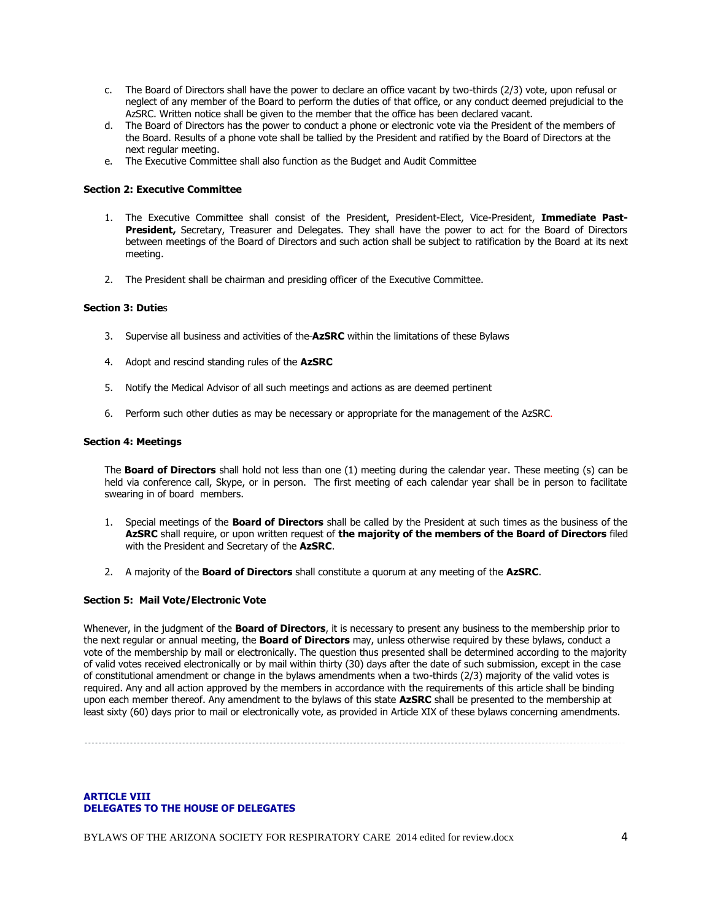c. The Board of Directors shall have the power to declare an office vacant by two-thirds (2/3) vote, upon refusal or neglect of any member of the Board to perform the duties of that office, or any conduct deemed prejudicial to the AzSRC. Written notice shall be given to the member that the office has been declared vacant.
d. The Board of Directors has the power to conduct a phone or electronic vote via the President of the members of the Board. Results of a phone vote shall be tallied by the President and ratified by the Board of Directors at the next regular meeting.
e. The Executive Committee shall also function as the Budget and Audit Committee

**Section 2: Executive Committee**

1. The Executive Committee shall consist of the President, President-Elect, Vice-President, **Immediate Past-President,** Secretary, Treasurer and Delegates. They shall have the power to act for the Board of Directors between meetings of the Board of Directors and such action shall be subject to ratification by the Board at its next meeting.

2. The President shall be chairman and presiding officer of the Executive Committee.

**Section 3: Duties**

3. Supervise all business and activities of the **AzSRC** within the limitations of these Bylaws

4. Adopt and rescind standing rules of the **AzSRC**

5. Notify the Medical Advisor of all such meetings and actions as are deemed pertinent

6. Perform such other duties as may be necessary or appropriate for the management of the AzSRC.

**Section 4: Meetings**

The **Board of Directors** shall hold not less than one (1) meeting during the calendar year. These meeting (s) can be held via conference call, Skype, or in person. The first meeting of each calendar year shall be in person to facilitate swearing in of board members.

1. Special meetings of the **Board of Directors** shall be called by the President at such times as the business of the **AzSRC** shall require, or upon written request of **the majority of the members of the Board of Directors** filed with the President and Secretary of the **AzSRC**.

2. A majority of the **Board of Directors** shall constitute a quorum at any meeting of the **AzSRC**.

**Section 5: Mail Vote/Electronic Vote**

Whenever, in the judgment of the **Board of Directors**, it is necessary to present any business to the membership prior to the next regular or annual meeting, the **Board of Directors** may, unless otherwise required by these bylaws, conduct a vote of the membership by mail or electronically. The question thus presented shall be determined according to the majority of valid votes received electronically or by mail within thirty (30) days after the date of such submission, except in the case of constitutional amendment or change in the bylaws amendments when a two-thirds (2/3) majority of the valid votes is required. Any and all action approved by the members in accordance with the requirements of this article shall be binding upon each member thereof. Any amendment to the bylaws of this state **AzSRC** shall be presented to the membership at least sixty (60) days prior to mail or electronically vote, as provided in Article XIX of these bylaws concerning amendments.

## ARTICLE VIII
## DELEGATES TO THE HOUSE OF DELEGATES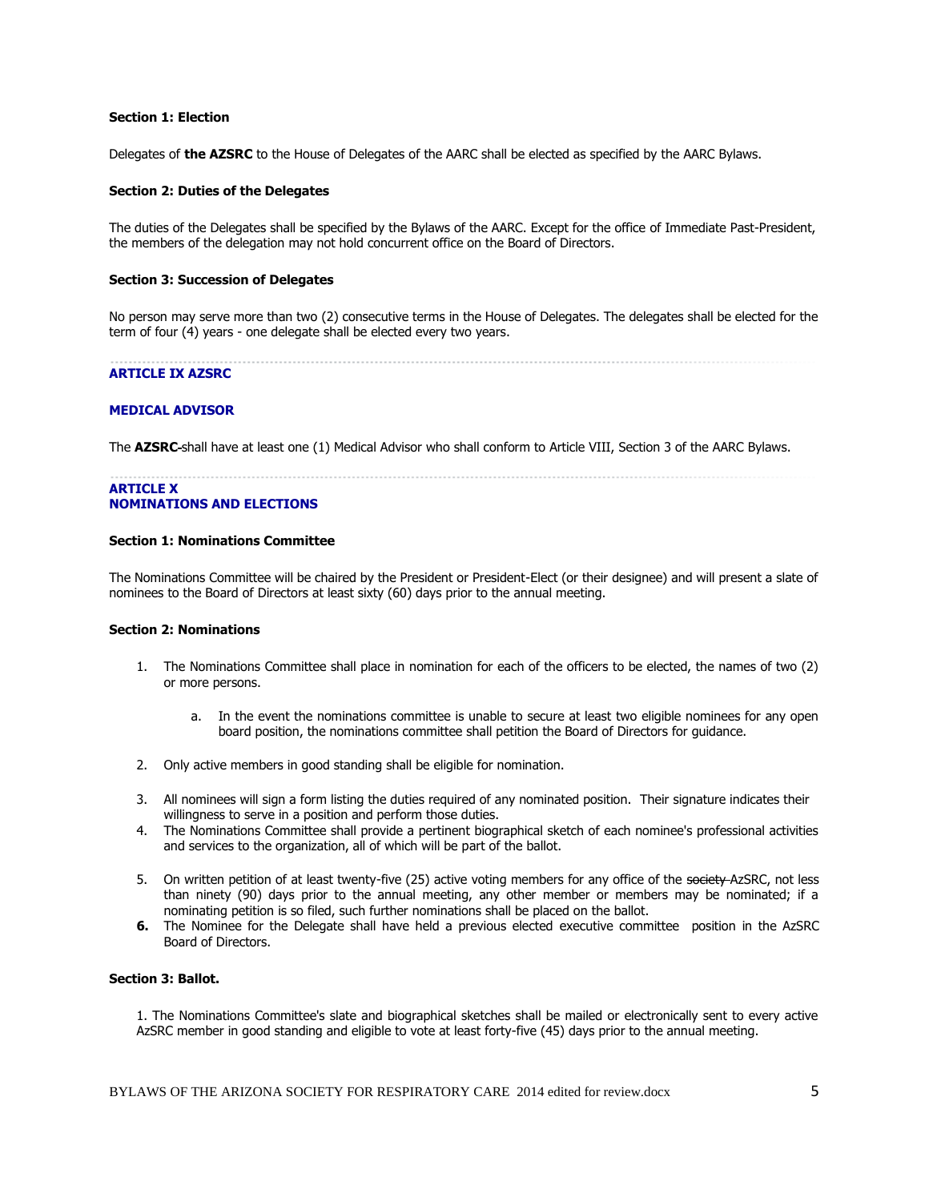**Section 1: Election**

Delegates of **the AZSRC** to the House of Delegates of the AARC shall be elected as specified by the AARC Bylaws.

**Section 2: Duties of the Delegates**

The duties of the Delegates shall be specified by the Bylaws of the AARC. Except for the office of Immediate Past-President, the members of the delegation may not hold concurrent office on the Board of Directors.

**Section 3: Succession of Delegates**

No person may serve more than two (2) consecutive terms in the House of Delegates. The delegates shall be elected for the term of four (4) years - one delegate shall be elected every two years.

## ARTICLE IX AZSRC

## MEDICAL ADVISOR

The **AZSRC** ~~-~~shall have at least one (1) Medical Advisor who shall conform to Article VIII, Section 3 of the AARC Bylaws.

## ARTICLE X
## NOMINATIONS AND ELECTIONS

**Section 1: Nominations Committee**

The Nominations Committee will be chaired by the President or President-Elect (or their designee) and will present a slate of nominees to the Board of Directors at least sixty (60) days prior to the annual meeting.

**Section 2: Nominations**

1. The Nominations Committee shall place in nomination for each of the officers to be elected, the names of two (2) or more persons.
    a. In the event the nominations committee is unable to secure at least two eligible nominees for any open board position, the nominations committee shall petition the Board of Directors for guidance.
2. Only active members in good standing shall be eligible for nomination.
3. All nominees will sign a form listing the duties required of any nominated position. Their signature indicates their willingness to serve in a position and perform those duties.
4. The Nominations Committee shall provide a pertinent biographical sketch of each nominee's professional activities and services to the organization, all of which will be part of the ballot.
5. On written petition of at least twenty-five (25) active voting members for any office of the ~~society~~ AzSRC, not less than ninety (90) days prior to the annual meeting, any other member or members may be nominated; if a nominating petition is so filed, such further nominations shall be placed on the ballot.
6. The Nominee for the Delegate shall have held a previous elected executive committee position in the AzSRC Board of Directors.

**Section 3: Ballot.**

1. The Nominations Committee's slate and biographical sketches shall be mailed or electronically sent to every active AzSRC member in good standing and eligible to vote at least forty-five (45) days prior to the annual meeting.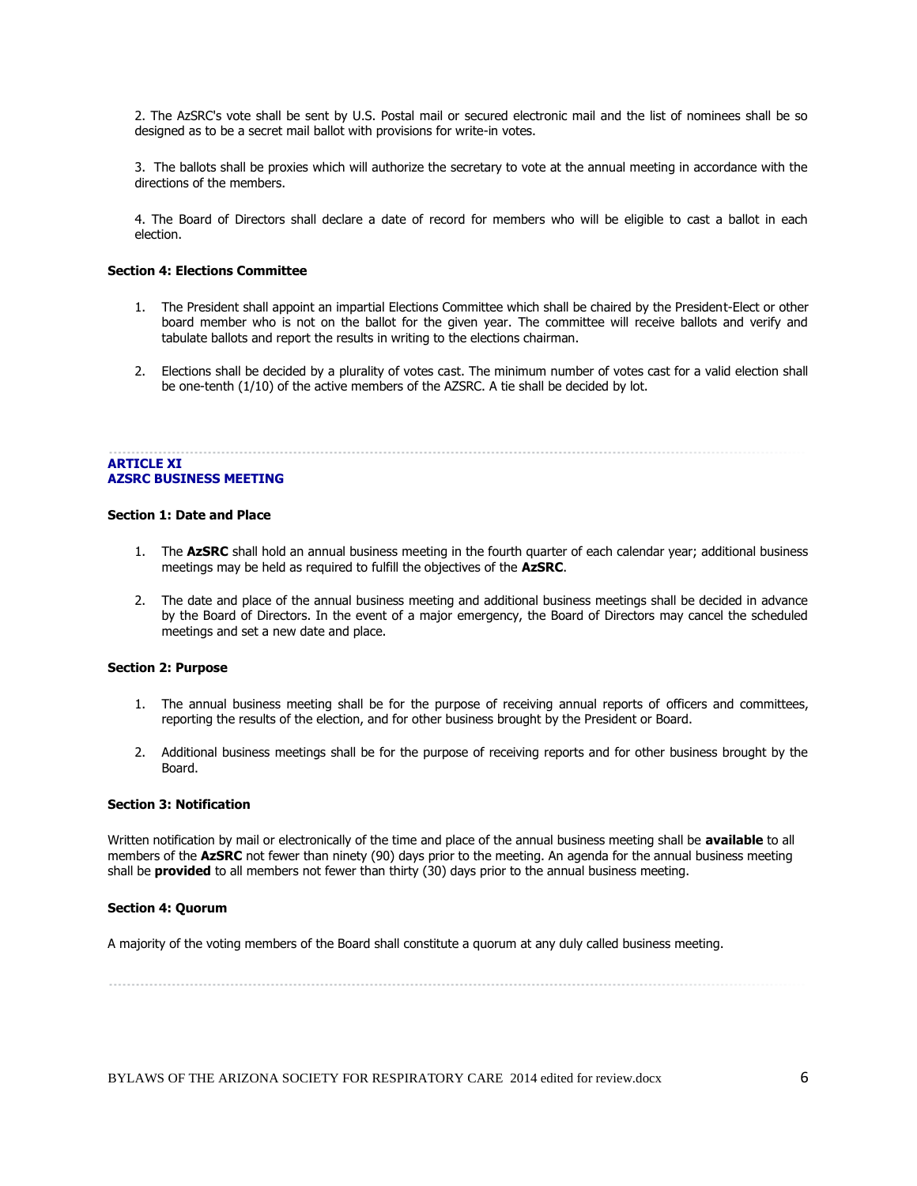2. The AzSRC's vote shall be sent by U.S. Postal mail or secured electronic mail and the list of nominees shall be so designed as to be a secret mail ballot with provisions for write-in votes.

3. The ballots shall be proxies which will authorize the secretary to vote at the annual meeting in accordance with the directions of the members.

4. The Board of Directors shall declare a date of record for members who will be eligible to cast a ballot in each election.

**Section 4: Elections Committee**

1. The President shall appoint an impartial Elections Committee which shall be chaired by the President-Elect or other board member who is not on the ballot for the given year. The committee will receive ballots and verify and tabulate ballots and report the results in writing to the elections chairman.

2. Elections shall be decided by a plurality of votes cast. The minimum number of votes cast for a valid election shall be one-tenth (1/10) of the active members of the AZSRC. A tie shall be decided by lot.

---

## ARTICLE XI
## AZSRC BUSINESS MEETING

**Section 1: Date and Place**

1. The **AzSRC** shall hold an annual business meeting in the fourth quarter of each calendar year; additional business meetings may be held as required to fulfill the objectives of the **AzSRC**.

2. The date and place of the annual business meeting and additional business meetings shall be decided in advance by the Board of Directors. In the event of a major emergency, the Board of Directors may cancel the scheduled meetings and set a new date and place.

**Section 2: Purpose**

1. The annual business meeting shall be for the purpose of receiving annual reports of officers and committees, reporting the results of the election, and for other business brought by the President or Board.

2. Additional business meetings shall be for the purpose of receiving reports and for other business brought by the Board.

**Section 3: Notification**

Written notification by mail or electronically of the time and place of the annual business meeting shall be **available** to all members of the **AzSRC** not fewer than ninety (90) days prior to the meeting. An agenda for the annual business meeting shall be **provided** to all members not fewer than thirty (30) days prior to the annual business meeting.

**Section 4: Quorum**

A majority of the voting members of the Board shall constitute a quorum at any duly called business meeting.

---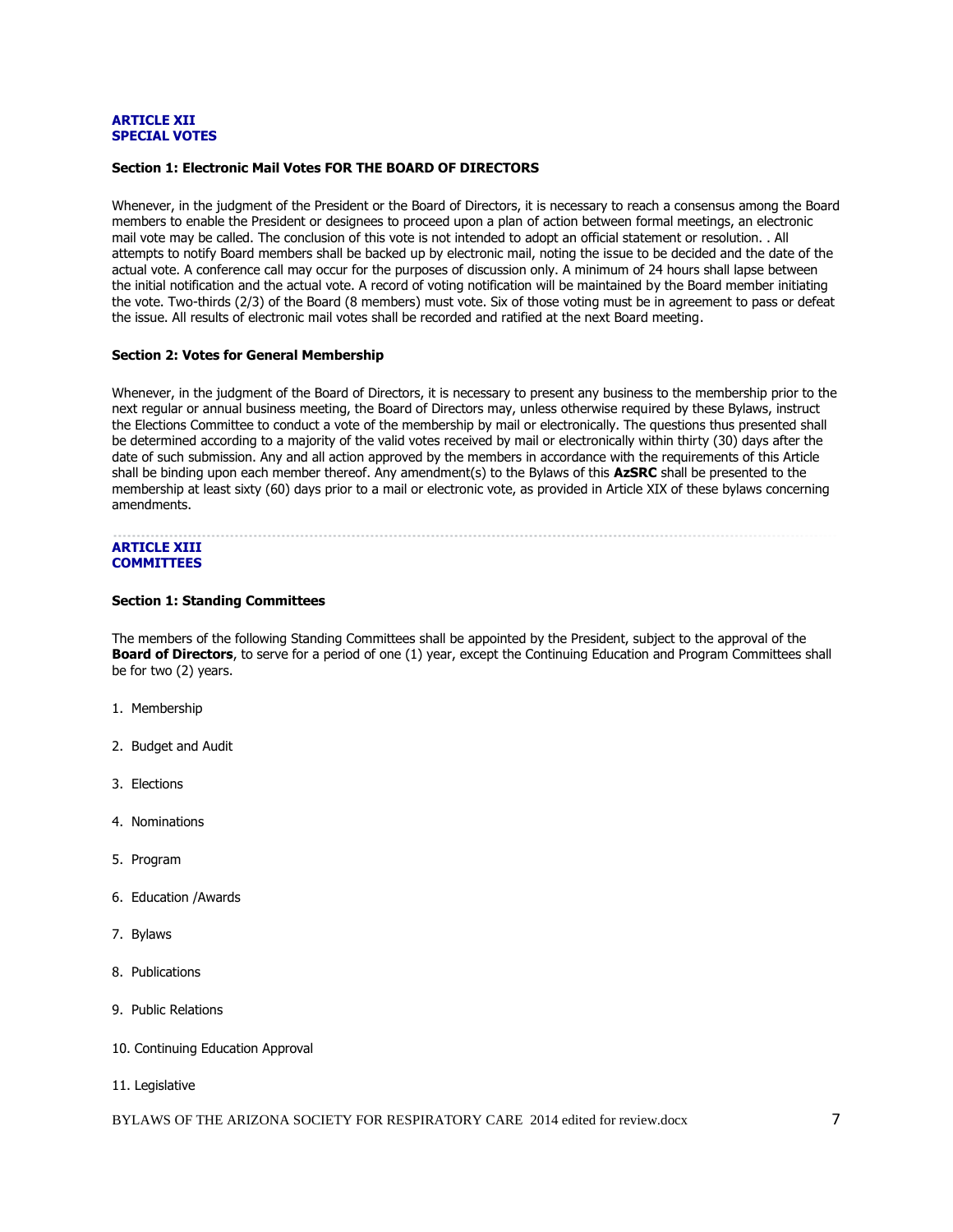## ARTICLE XII
## SPECIAL VOTES

### Section 1: Electronic Mail Votes FOR THE BOARD OF DIRECTORS

Whenever, in the judgment of the President or the Board of Directors, it is necessary to reach a consensus among the Board members to enable the President or designees to proceed upon a plan of action between formal meetings, an electronic mail vote may be called. The conclusion of this vote is not intended to adopt an official statement or resolution. . All attempts to notify Board members shall be backed up by electronic mail, noting the issue to be decided and the date of the actual vote. A conference call may occur for the purposes of discussion only. A minimum of 24 hours shall lapse between the initial notification and the actual vote. A record of voting notification will be maintained by the Board member initiating the vote. Two-thirds (2/3) of the Board (8 members) must vote. Six of those voting must be in agreement to pass or defeat the issue. All results of electronic mail votes shall be recorded and ratified at the next Board meeting.

### Section 2: Votes for General Membership

Whenever, in the judgment of the Board of Directors, it is necessary to present any business to the membership prior to the next regular or annual business meeting, the Board of Directors may, unless otherwise required by these Bylaws, instruct the Elections Committee to conduct a vote of the membership by mail or electronically. The questions thus presented shall be determined according to a majority of the valid votes received by mail or electronically within thirty (30) days after the date of such submission. Any and all action approved by the members in accordance with the requirements of this Article shall be binding upon each member thereof. Any amendment(s) to the Bylaws of this **AzSRC** shall be presented to the membership at least sixty (60) days prior to a mail or electronic vote, as provided in Article XIX of these bylaws concerning amendments.

---

## ARTICLE XIII
## COMMITTEES

### Section 1: Standing Committees

The members of the following Standing Committees shall be appointed by the President, subject to the approval of the **Board of Directors**, to serve for a period of one (1) year, except the Continuing Education and Program Committees shall be for two (2) years.

1. Membership
2. Budget and Audit
3. Elections
4. Nominations
5. Program
6. Education /Awards
7. Bylaws
8. Publications
9. Public Relations
10. Continuing Education Approval
11. Legislative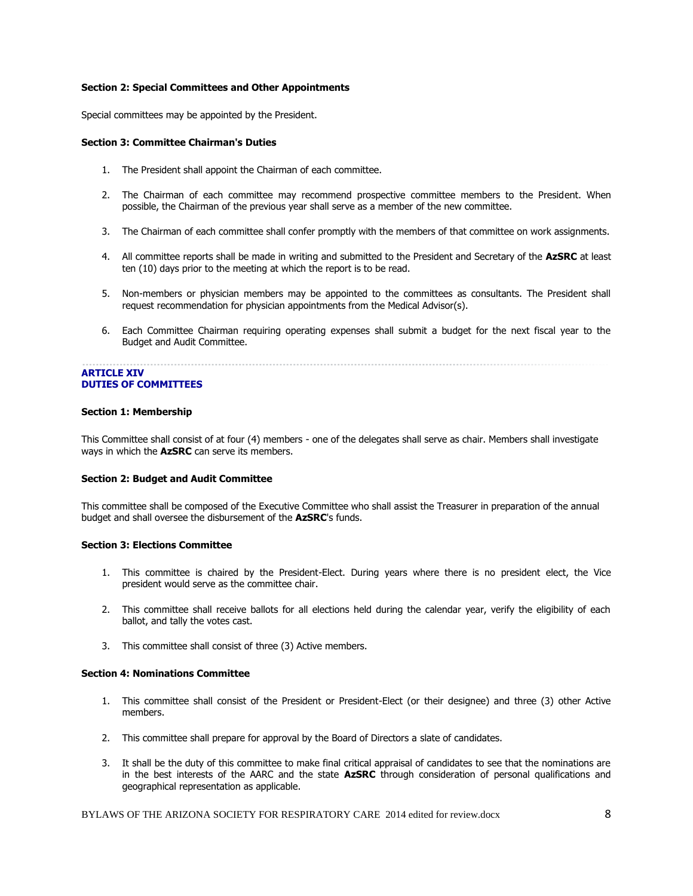**Section 2: Special Committees and Other Appointments**

Special committees may be appointed by the President.

**Section 3: Committee Chairman's Duties**

1. The President shall appoint the Chairman of each committee.

2. The Chairman of each committee may recommend prospective committee members to the President. When possible, the Chairman of the previous year shall serve as a member of the new committee.

3. The Chairman of each committee shall confer promptly with the members of that committee on work assignments.

4. All committee reports shall be made in writing and submitted to the President and Secretary of the **AzSRC** at least ten (10) days prior to the meeting at which the report is to be read.

5. Non-members or physician members may be appointed to the committees as consultants. The President shall request recommendation for physician appointments from the Medical Advisor(s).

6. Each Committee Chairman requiring operating expenses shall submit a budget for the next fiscal year to the Budget and Audit Committee.

## ARTICLE XIV
## DUTIES OF COMMITTEES

**Section 1: Membership**

This Committee shall consist of at four (4) members - one of the delegates shall serve as chair. Members shall investigate ways in which the **AzSRC** can serve its members.

**Section 2: Budget and Audit Committee**

This committee shall be composed of the Executive Committee who shall assist the Treasurer in preparation of the annual budget and shall oversee the disbursement of the **AzSRC**'s funds.

**Section 3: Elections Committee**

1. This committee is chaired by the President-Elect. During years where there is no president elect, the Vice president would serve as the committee chair.

2. This committee shall receive ballots for all elections held during the calendar year, verify the eligibility of each ballot, and tally the votes cast.

3. This committee shall consist of three (3) Active members.

**Section 4: Nominations Committee**

1. This committee shall consist of the President or President-Elect (or their designee) and three (3) other Active members.

2. This committee shall prepare for approval by the Board of Directors a slate of candidates.

3. It shall be the duty of this committee to make final critical appraisal of candidates to see that the nominations are in the best interests of the AARC and the state **AzSRC** through consideration of personal qualifications and geographical representation as applicable.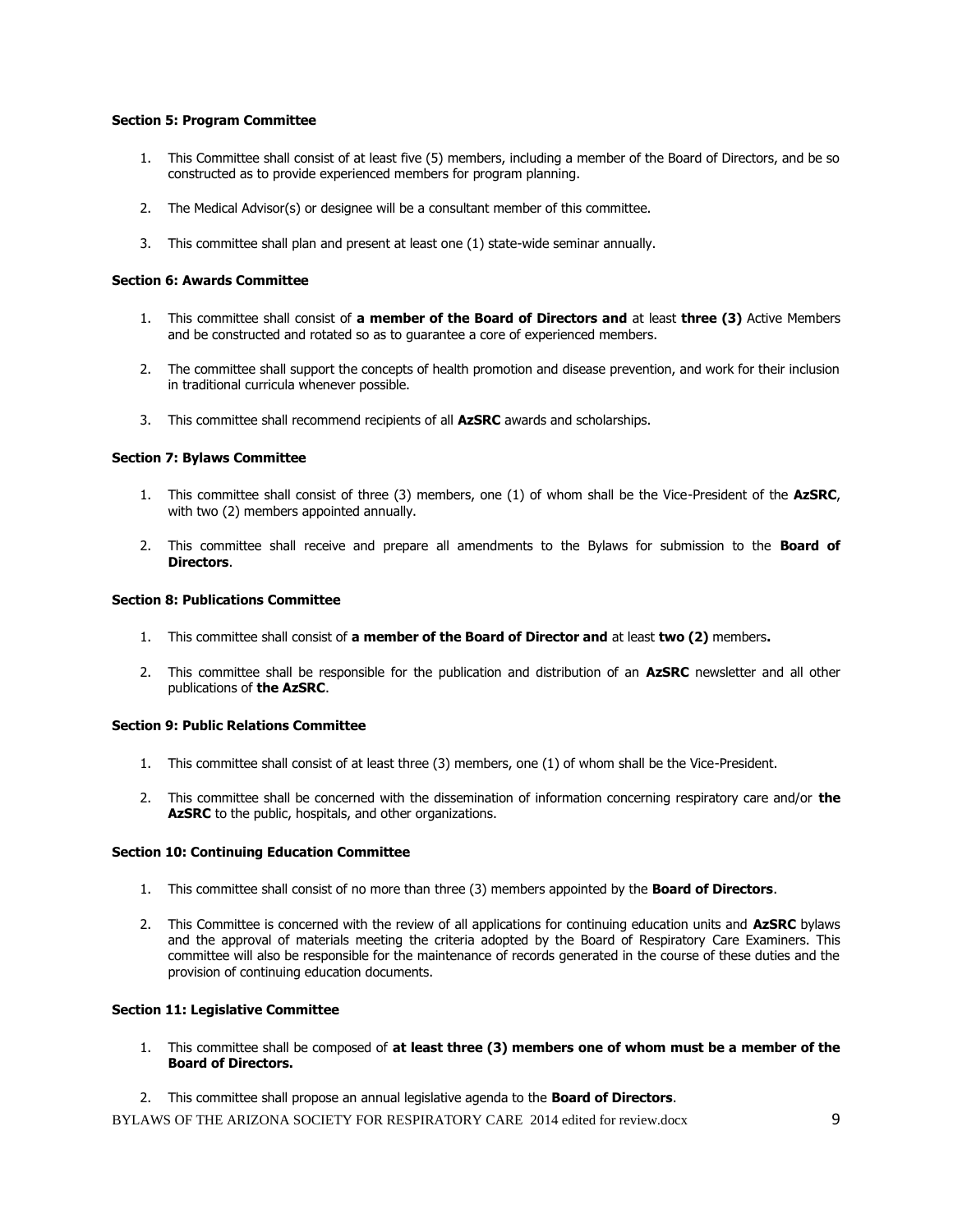**Section 5: Program Committee**

1. This Committee shall consist of at least five (5) members, including a member of the Board of Directors, and be so constructed as to provide experienced members for program planning.

2. The Medical Advisor(s) or designee will be a consultant member of this committee.

3. This committee shall plan and present at least one (1) state-wide seminar annually.

**Section 6: Awards Committee**

1. This committee shall consist of **a member of the Board of Directors and** at least **three (3)** Active Members and be constructed and rotated so as to guarantee a core of experienced members.

2. The committee shall support the concepts of health promotion and disease prevention, and work for their inclusion in traditional curricula whenever possible.

3. This committee shall recommend recipients of all **AzSRC** awards and scholarships.

**Section 7: Bylaws Committee**

1. This committee shall consist of three (3) members, one (1) of whom shall be the Vice-President of the **AzSRC**, with two (2) members appointed annually.

2. This committee shall receive and prepare all amendments to the Bylaws for submission to the **Board of Directors**.

**Section 8: Publications Committee**

1. This committee shall consist of **a member of the Board of Director and** at least **two (2)** members**.**

2. This committee shall be responsible for the publication and distribution of an **AzSRC** newsletter and all other publications of **the AzSRC**.

**Section 9: Public Relations Committee**

1. This committee shall consist of at least three (3) members, one (1) of whom shall be the Vice-President.

2. This committee shall be concerned with the dissemination of information concerning respiratory care and/or **the AzSRC** to the public, hospitals, and other organizations.

**Section 10: Continuing Education Committee**

1. This committee shall consist of no more than three (3) members appointed by the **Board of Directors**.

2. This Committee is concerned with the review of all applications for continuing education units and **AzSRC** bylaws and the approval of materials meeting the criteria adopted by the Board of Respiratory Care Examiners. This committee will also be responsible for the maintenance of records generated in the course of these duties and the provision of continuing education documents.

**Section 11: Legislative Committee**

1. This committee shall be composed of **at least three (3) members one of whom must be a member of the Board of Directors.**

2. This committee shall propose an annual legislative agenda to the **Board of Directors**.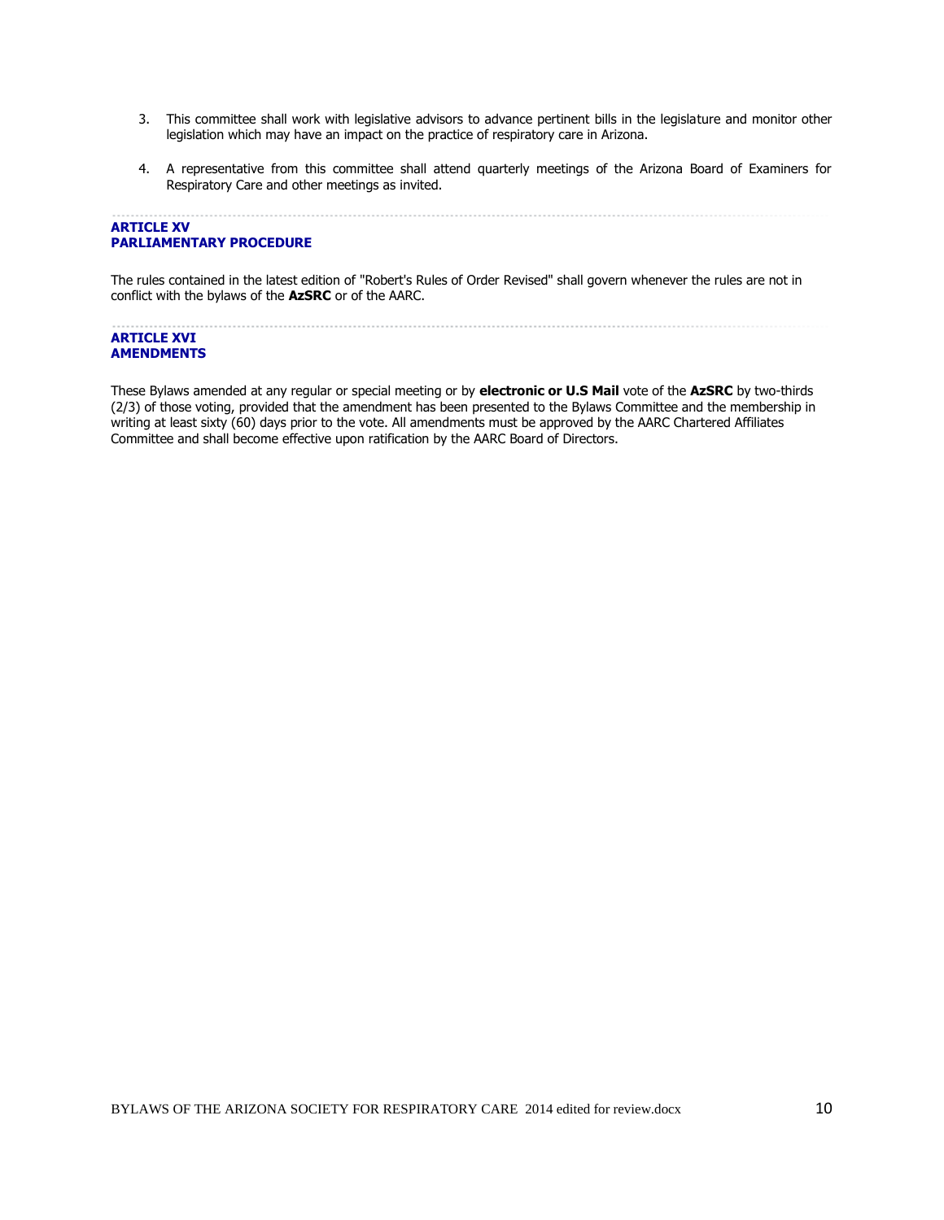3. This committee shall work with legislative advisors to advance pertinent bills in the legislature and monitor other legislation which may have an impact on the practice of respiratory care in Arizona.

4. A representative from this committee shall attend quarterly meetings of the Arizona Board of Examiners for Respiratory Care and other meetings as invited.

## ARTICLE XV
## PARLIAMENTARY PROCEDURE

The rules contained in the latest edition of "Robert's Rules of Order Revised" shall govern whenever the rules are not in conflict with the bylaws of the **AzSRC** or of the AARC.

## ARTICLE XVI
## AMENDMENTS

These Bylaws amended at any regular or special meeting or by **electronic or U.S Mail** vote of the **AzSRC** by two-thirds (2/3) of those voting, provided that the amendment has been presented to the Bylaws Committee and the membership in writing at least sixty (60) days prior to the vote. All amendments must be approved by the AARC Chartered Affiliates Committee and shall become effective upon ratification by the AARC Board of Directors.